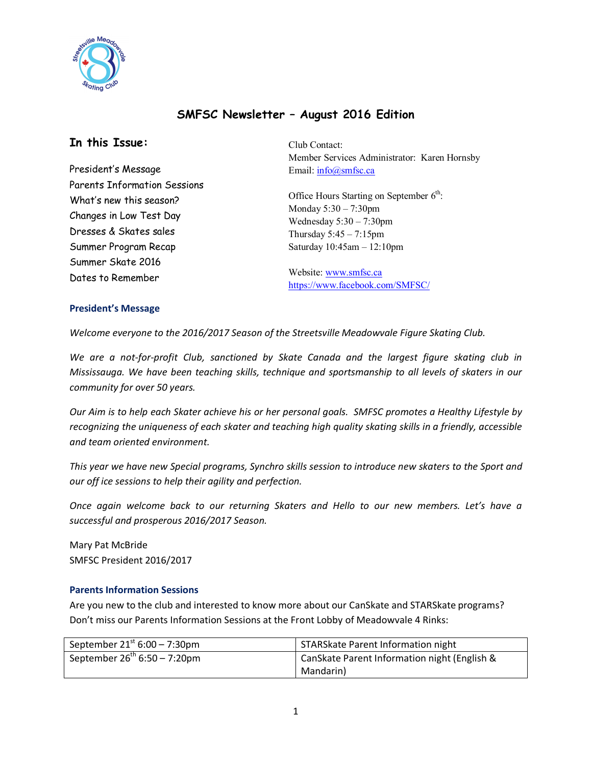# SMFSC Newsletter – August 2016 Edition

## In this Issue:

President's Message
Parents Information Sessions
What's new this season?
Changes in Low Test Day
Dresses & Skates sales
Summer Program Recap
Summer Skate 2016
Dates to Remember

Club Contact:
Member Services Administrator: Karen Hornsby
Email: [info@smfsc.ca](mailto:info@smfsc.ca)

Office Hours Starting on September 6th:
Monday 5:30 – 7:30pm
Wednesday 5:30 – 7:30pm
Thursday 5:45 – 7:15pm
Saturday 10:45am – 12:10pm

Website: [www.smfsc.ca](http://www.smfsc.ca)
[https://www.facebook.com/SMFSC/](https://www.facebook.com/SMFSC/)

### President's Message

*Welcome everyone to the 2016/2017 Season of the Streetsville Meadowvale Figure Skating Club.*

*We are a not-for-profit Club, sanctioned by Skate Canada and the largest figure skating club in Mississauga. We have been teaching skills, technique and sportsmanship to all levels of skaters in our community for over 50 years.*

*Our Aim is to help each Skater achieve his or her personal goals. SMFSC promotes a Healthy Lifestyle by recognizing the uniqueness of each skater and teaching high quality skating skills in a friendly, accessible and team oriented environment.*

*This year we have new Special programs, Synchro skills session to introduce new skaters to the Sport and our off ice sessions to help their agility and perfection.*

*Once again welcome back to our returning Skaters and Hello to our new members. Let's have a successful and prosperous 2016/2017 Season.*

Mary Pat McBride
SMFSC President 2016/2017

### Parents Information Sessions

Are you new to the club and interested to know more about our CanSkate and STARSkate programs? Don't miss our Parents Information Sessions at the Front Lobby of Meadowvale 4 Rinks:

| | |
|---|---|
| September 21st 6:00 – 7:30pm | STARSkate Parent Information night |
| September 26th 6:50 – 7:20pm | CanSkate Parent Information night (English & Mandarin) |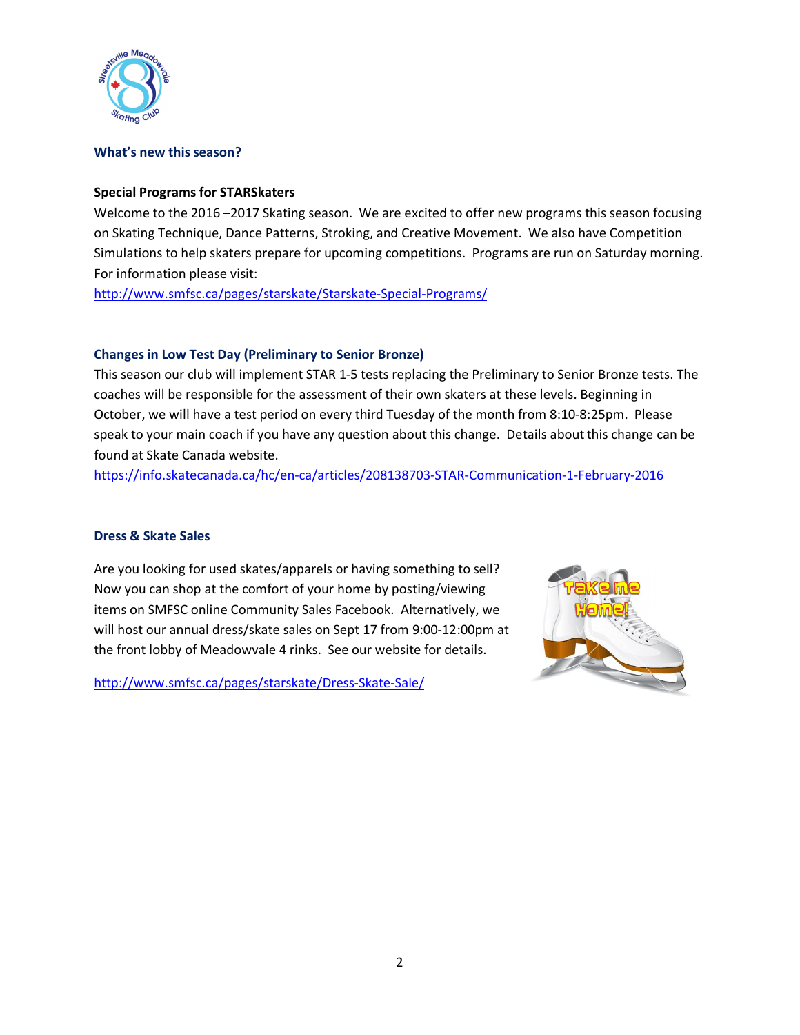## What's new this season?

### Special Programs for STARSkaters

Welcome to the 2016 –2017 Skating season. We are excited to offer new programs this season focusing on Skating Technique, Dance Patterns, Stroking, and Creative Movement. We also have Competition Simulations to help skaters prepare for upcoming competitions. Programs are run on Saturday morning. For information please visit:

http://www.smfsc.ca/pages/starskate/Starskate-Special-Programs/

### Changes in Low Test Day (Preliminary to Senior Bronze)

This season our club will implement STAR 1-5 tests replacing the Preliminary to Senior Bronze tests. The coaches will be responsible for the assessment of their own skaters at these levels. Beginning in October, we will have a test period on every third Tuesday of the month from 8:10-8:25pm. Please speak to your main coach if you have any question about this change. Details about this change can be found at Skate Canada website.

https://info.skatecanada.ca/hc/en-ca/articles/208138703-STAR-Communication-1-February-2016

### Dress & Skate Sales

Are you looking for used skates/apparels or having something to sell? Now you can shop at the comfort of your home by posting/viewing items on SMFSC online Community Sales Facebook. Alternatively, we will host our annual dress/skate sales on Sept 17 from 9:00-12:00pm at the front lobby of Meadowvale 4 rinks. See our website for details.

http://www.smfsc.ca/pages/starskate/Dress-Skate-Sale/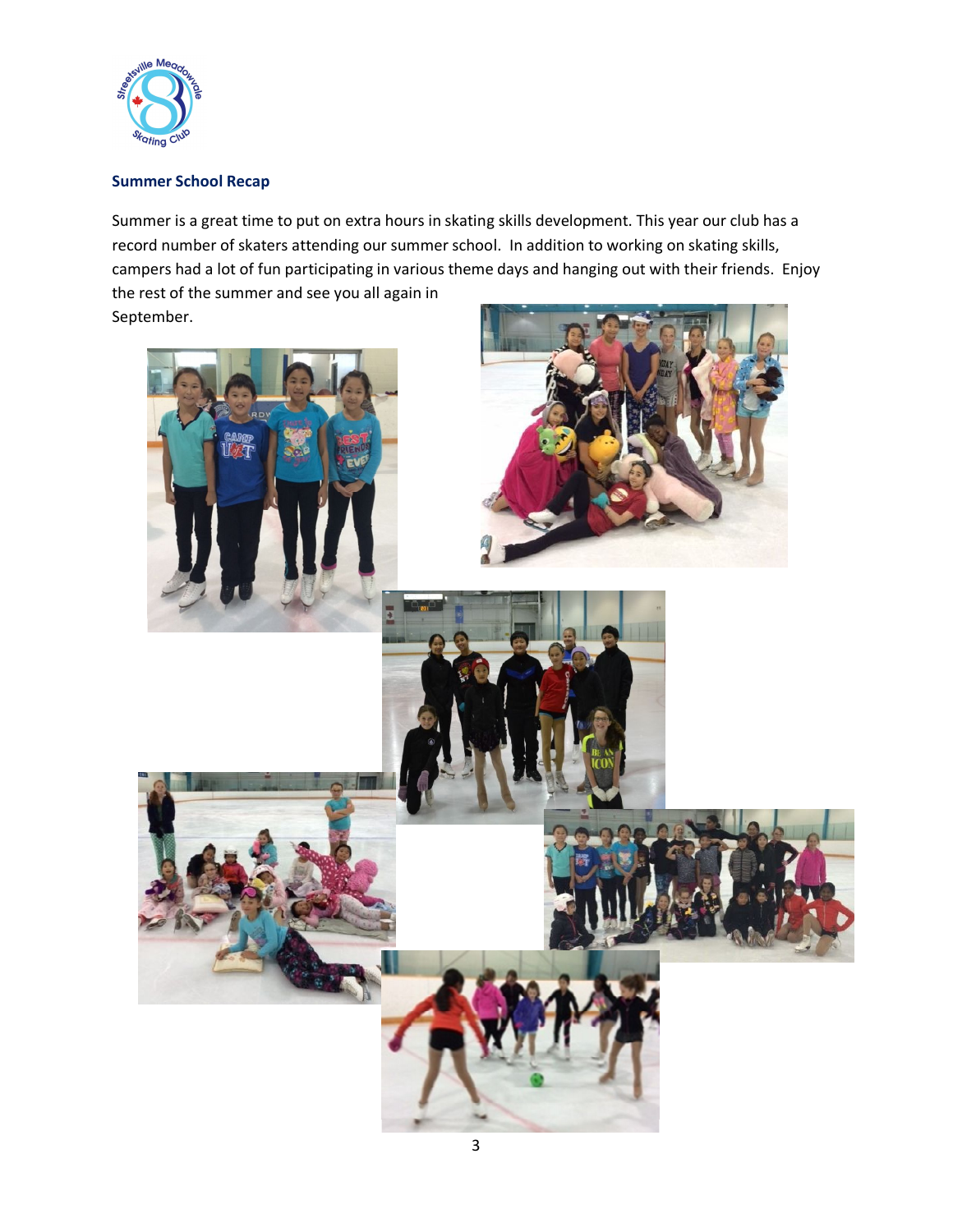## Summer School Recap

Summer is a great time to put on extra hours in skating skills development. This year our club has a record number of skaters attending our summer school. In addition to working on skating skills, campers had a lot of fun participating in various theme days and hanging out with their friends. Enjoy the rest of the summer and see you all again in September.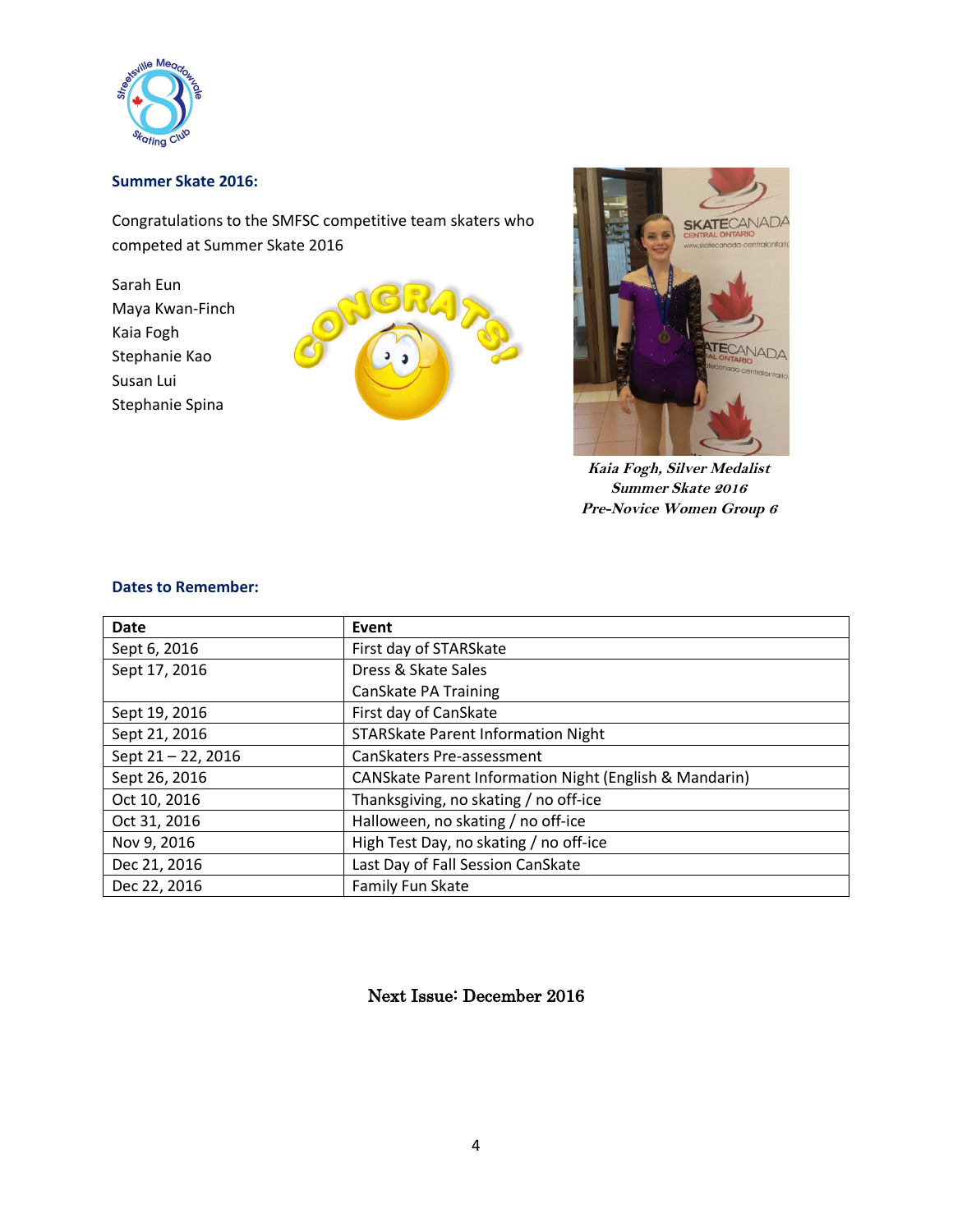## Summer Skate 2016:

Congratulations to the SMFSC competitive team skaters who competed at Summer Skate 2016

Sarah Eun  
Maya Kwan-Finch  
Kaia Fogh  
Stephanie Kao  
Susan Lui  
Stephanie Spina

*Kaia Fogh, Silver Medalist*  
*Summer Skate 2016*  
*Pre-Novice Women Group 6*

## Dates to Remember:

| Date | Event |
|---|---|
| Sept 6, 2016 | First day of STARSkate |
| Sept 17, 2016 | Dress & Skate Sales<br>CanSkate PA Training |
| Sept 19, 2016 | First day of CanSkate |
| Sept 21, 2016 | STARSkate Parent Information Night |
| Sept 21 – 22, 2016 | CanSkaters Pre-assessment |
| Sept 26, 2016 | CANSkate Parent Information Night (English & Mandarin) |
| Oct 10, 2016 | Thanksgiving, no skating / no off-ice |
| Oct 31, 2016 | Halloween, no skating / no off-ice |
| Nov 9, 2016 | High Test Day, no skating / no off-ice |
| Dec 21, 2016 | Last Day of Fall Session CanSkate |
| Dec 22, 2016 | Family Fun Skate |

Next Issue: December 2016